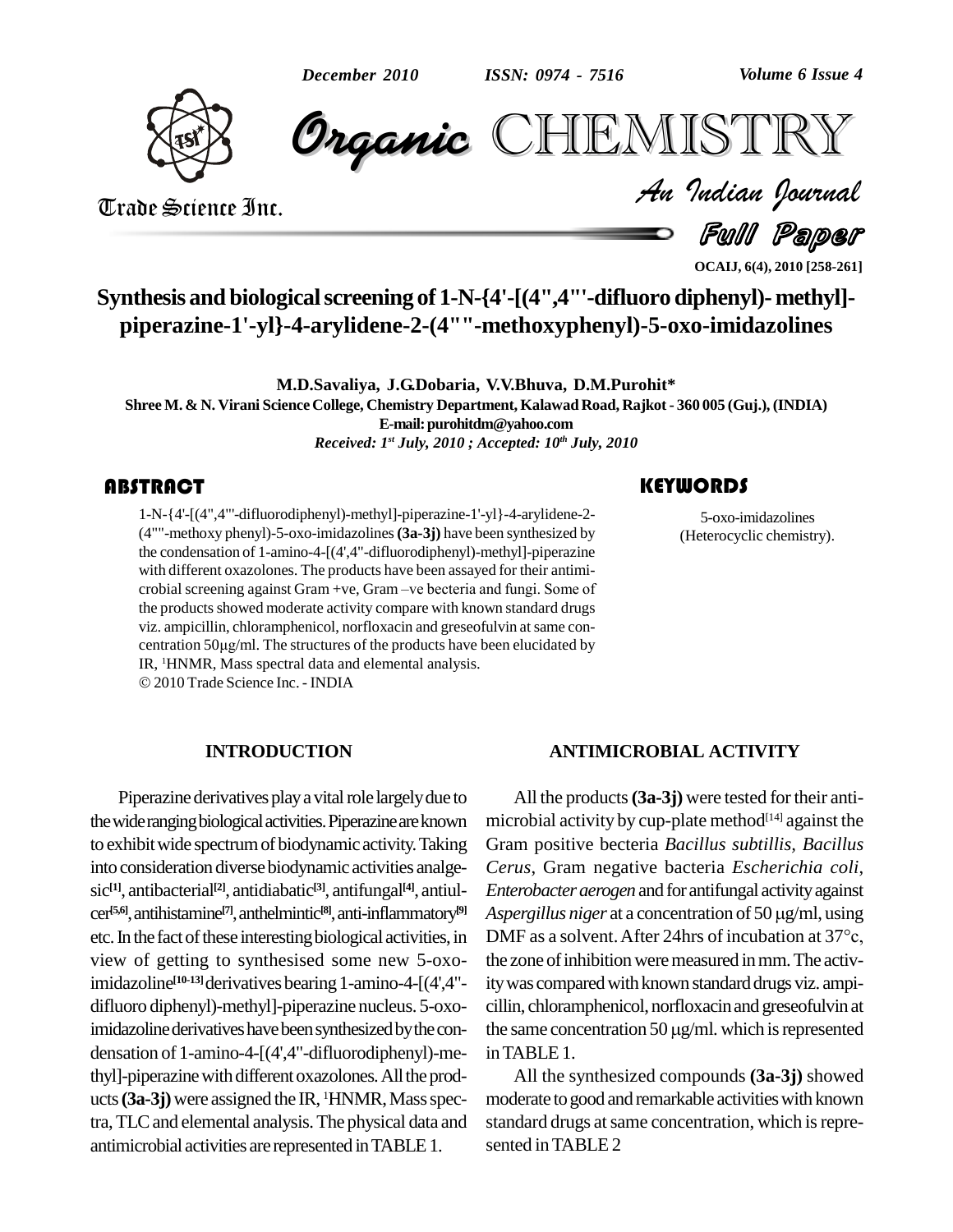# Synthesis and biological screening of 1-N-{4'-[(4",4"'-difluoro diphenyl)- methyl]-piperazine-1'-yl}-4-arylidene-2-(4""-methoxyphenyl)-5-oxo-imidazolines

**M.D.Savaliya, J.G.Dobaria, V.V.Bhuva, D.M.Purohit***

Shree M. & N. Virani Science College, Chemistry Department, Kalawad Road, Rajkot - 360 005 (Guj.), (INDIA)

E-mail: purohitdm@yahoo.com

*Received: 1st July, 2010 ; Accepted: 10th July, 2010*

## ABSTRACT

1-N-{4'-[(4",4"'-difluorodiphenyl)-methyl]-piperazine-1'-yl}-4-arylidene-2-(4""-methoxy phenyl)-5-oxo-imidazolines **(3a-3j)** have been synthesized by the condensation of 1-amino-4-[(4',4"-difluorodiphenyl)-methyl]-piperazine with different oxazolones. The products have been assayed for their antimicrobial screening against Gram +ve, Gram –ve becteria and fungi. Some of the products showed moderate activity compare with known standard drugs viz. ampicillin, chloramphenicol, norfloxacin and greseofulvin at same concentration 50μg/ml. The structures of the products have been elucidated by IR, ¹HNMR, Mass spectral data and elemental analysis.

© 2010 Trade Science Inc. - INDIA

## KEYWORDS

5-oxo-imidazolines (Heterocyclic chemistry).

## INTRODUCTION

Piperazine derivatives play a vital role largely due to the wide ranging biological activities. Piperazine are known to exhibit wide spectrum of biodynamic activity. Taking into consideration diverse biodynamic activities analgesic[1], antibacterial[2], antidiabatic[3], antifungal[4], antiulcer[5,6], antihistamine[7], anthelmintic[8], anti-inflammatory[9] etc. In the fact of these interesting biological activities, in view of getting to synthesised some new 5-oxo-imidazoline[10-13] derivatives bearing 1-amino-4-[(4',4"-difluoro diphenyl)-methyl]-piperazine nucleus. 5-oxo-imidazoline derivatives have been synthesized by the condensation of 1-amino-4-[(4',4"-difluorodiphenyl)-methyl]-piperazine with different oxazolones. All the products **(3a-3j)** were assigned the IR, ¹HNMR, Mass spectra, TLC and elemental analysis. The physical data and antimicrobial activities are represented in TABLE 1.

## ANTIMICROBIAL ACTIVITY

All the products **(3a-3j)** were tested for their antimicrobial activity by cup-plate method[14] against the Gram positive becteria *Bacillus subtillis, Bacillus Cerus*, Gram negative bacteria *Escherichia coli, Enterobacter aerogen* and for antifungal activity against *Aspergillus niger* at a concentration of 50 μg/ml, using DMF as a solvent. After 24hrs of incubation at 37°c, the zone of inhibition were measured in mm. The activity was compared with known standard drugs viz. ampicillin, chloramphenicol, norfloxacin and greseofulvin at the same concentration 50 μg/ml. which is represented in TABLE 1.

All the synthesized compounds **(3a-3j)** showed moderate to good and remarkable activities with known standard drugs at same concentration, which is represented in TABLE 2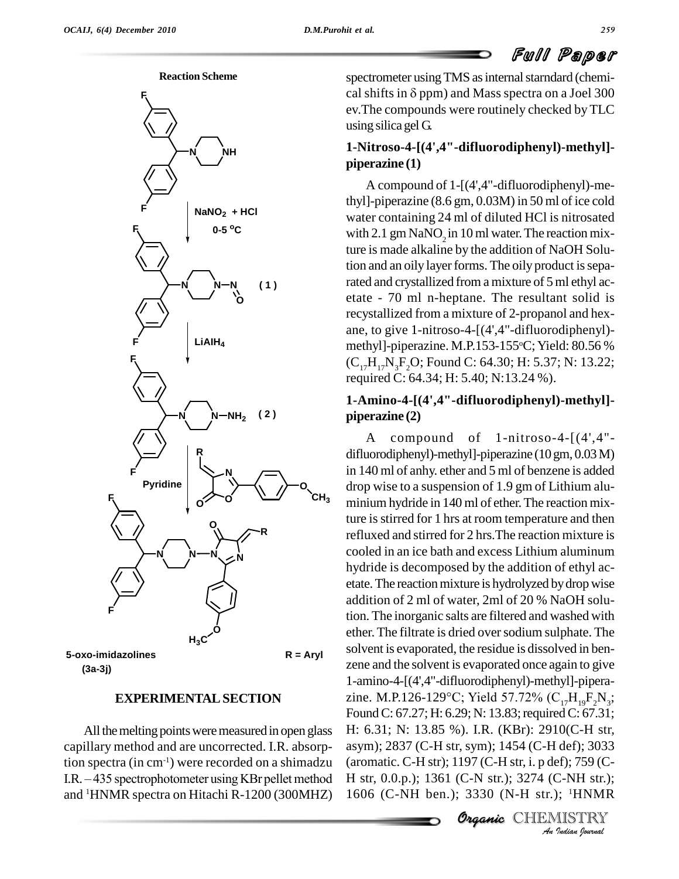**Reaction Scheme**

NaNO$_2$ + HCl 0-5 $^{o}$C

( 1 )

LiAlH$_4$

( 2 )

Pyridine

5-oxo-imidazolines (3a-3j)

R = Aryl

## EXPERIMENTAL SECTION

All the melting points were measured in open glass capillary method and are uncorrected. I.R. absorption spectra (in cm$^{-1}$) were recorded on a shimadzu I.R. – 435 spectrophotometer using KBr pellet method and $^1$HNMR spectra on Hitachi R-1200 (300MHZ) spectrometer using TMS as internal starndard (chemical shifts in $\delta$ ppm) and Mass spectra on a Joel 300 ev. The compounds were routinely checked by TLC using silica gel G.

### 1-Nitroso-4-[(4',4"-difluorodiphenyl)-methyl]-piperazine (1)

A compound of 1-[(4',4"-difluorodiphenyl)-methyl]-piperazine (8.6 gm, 0.03M) in 50 ml of ice cold water containing 24 ml of diluted HCl is nitrosated with 2.1 gm $NaNO_2$ in 10 ml water. The reaction mixture is made alkaline by the addition of NaOH Solution and an oily layer forms. The oily product is separated and crystallized from a mixture of 5 ml ethyl acetate - 70 ml n-heptane. The resultant solid is recystallized from a mixture of 2-propanol and hexane, to give 1-nitroso-4-[(4',4"-difluorodiphenyl)-methyl]-piperazine. M.P.153-155$^{o}$C; Yield: 80.56 % ($C_{17}H_{17}N_3F_2O$; Found C: 64.30; H: 5.37; N: 13.22; required C: 64.34; H: 5.40; N:13.24 %).

### 1-Amino-4-[(4',4"-difluorodiphenyl)-methyl]-piperazine (2)

A compound of 1-nitroso-4-[(4',4"-difluorodiphenyl)-methyl]-piperazine (10 gm, 0.03 M) in 140 ml of anhy. ether and 5 ml of benzene is added drop wise to a suspension of 1.9 gm of Lithium aluminium hydride in 140 ml of ether. The reaction mixture is stirred for 1 hrs at room temperature and then refluxed and stirred for 2 hrs. The reaction mixture is cooled in an ice bath and excess Lithium aluminum hydride is decomposed by the addition of ethyl acetate. The reaction mixture is hydrolyzed by drop wise addition of 2 ml of water, 2ml of 20 % NaOH solution. The inorganic salts are filtered and washed with ether. The filtrate is dried over sodium sulphate. The solvent is evaporated, the residue is dissolved in benzene and the solvent is evaporated once again to give 1-amino-4-[(4',4"-difluorodiphenyl)-methyl]-piperazine. M.P.126-129°C; Yield 57.72% ($C_{17}H_{19}F_2N_3$; Found C: 67.27; H: 6.29; N: 13.83; required C: 67.31; H: 6.31; N: 13.85 %). I.R. (KBr): 2910(C-H str, asym); 2837 (C-H str, sym); 1454 (C-H def); 3033 (aromatic. C-H str); 1197 (C-H str, i. p def); 759 (C-H str, 0.0.p.); 1361 (C-N str.); 3274 (C-NH str.); 1606 (C-NH ben.); 3330 (N-H str.); $^1$HNMR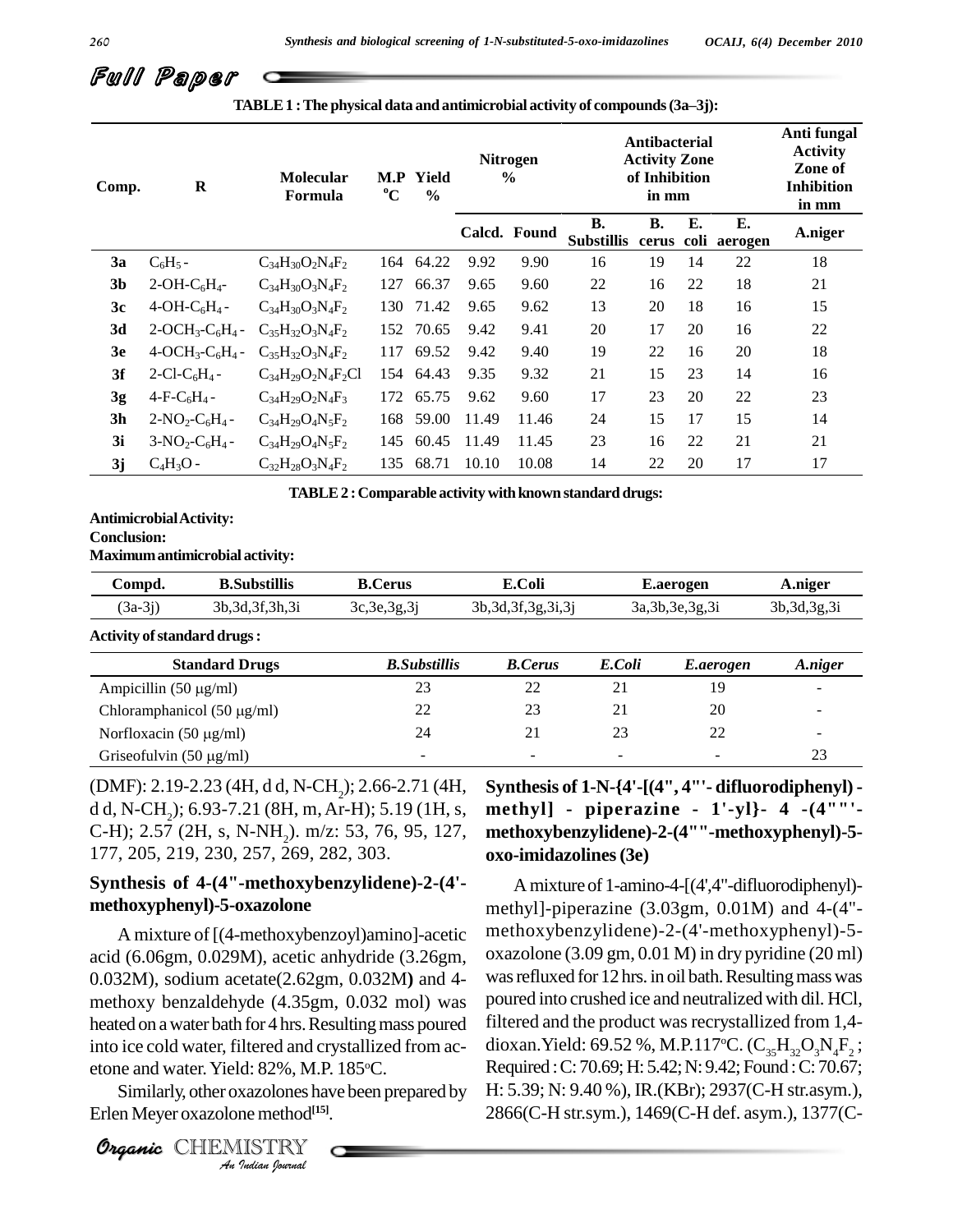TABLE 1 : The physical data and antimicrobial activity of compounds (3a–3j):

| Comp. | R | Molecular Formula | M.P °C | Yield % | Nitrogen % | | Antibacterial Activity Zone of Inhibition in mm | | | | Anti fungal Activity Zone of Inhibition in mm |
|---|---|---|---|---|---|---|---|---|---|---|---|
| | | | | | Calcd. | Found | B. Substillis | B. cerus | E. coli | E. aerogen | A.niger |
| 3a | $C_6H_5$- | $C_{34}H_{30}O_2N_4F_2$ | 164 | 64.22 | 9.92 | 9.90 | 16 | 19 | 14 | 22 | 18 |
| 3b | 2-OH-$C_6H_4$- | $C_{34}H_{30}O_3N_4F_2$ | 127 | 66.37 | 9.65 | 9.60 | 22 | 16 | 22 | 18 | 21 |
| 3c | 4-OH-$C_6H_4$- | $C_{34}H_{30}O_3N_4F_2$ | 130 | 71.42 | 9.65 | 9.62 | 13 | 20 | 18 | 16 | 15 |
| 3d | 2-$OCH_3$-$C_6H_4$- | $C_{35}H_{32}O_3N_4F_2$ | 152 | 70.65 | 9.42 | 9.41 | 20 | 17 | 20 | 16 | 22 |
| 3e | 4-$OCH_3$-$C_6H_4$- | $C_{35}H_{32}O_3N_4F_2$ | 117 | 69.52 | 9.42 | 9.40 | 19 | 22 | 16 | 20 | 18 |
| 3f | 2-Cl-$C_6H_4$- | $C_{34}H_{29}O_2N_4F_2Cl$ | 154 | 64.43 | 9.35 | 9.32 | 21 | 15 | 23 | 14 | 16 |
| 3g | 4-F-$C_6H_4$- | $C_{34}H_{29}O_2N_4F_3$ | 172 | 65.75 | 9.62 | 9.60 | 17 | 23 | 20 | 22 | 23 |
| 3h | 2-$NO_2$-$C_6H_4$- | $C_{34}H_{29}O_4N_5F_2$ | 168 | 59.00 | 11.49 | 11.46 | 24 | 15 | 17 | 15 | 14 |
| 3i | 3-$NO_2$-$C_6H_4$- | $C_{34}H_{29}O_4N_5F_2$ | 145 | 60.45 | 11.49 | 11.45 | 23 | 16 | 22 | 21 | 21 |
| 3j | $C_4H_3O$- | $C_{32}H_{28}O_3N_4F_2$ | 135 | 68.71 | 10.10 | 10.08 | 14 | 22 | 20 | 17 | 17 |

TABLE 2 : Comparable activity with known standard drugs:

**Antimicrobial Activity:**

**Conclusion:**

**Maximum antimicrobial activity:**

| Compd. | B.Substillis | B.Cerus | E.Coli | E.aerogen | A.niger |
|---|---|---|---|---|---|
| (3a-3j) | 3b,3d,3f,3h,3i | 3c,3e,3g,3j | 3b,3d,3f,3g,3i,3j | 3a,3b,3e,3g,3i | 3b,3d,3g,3i |

**Activity of standard drugs :**

| Standard Drugs | *B.Substillis* | *B.Cerus* | *E.Coli* | *E.aerogen* | *A.niger* |
|---|---|---|---|---|---|
| Ampicillin (50 μg/ml) | 23 | 22 | 21 | 19 | - |
| Chloramphenicol (50 μg/ml) | 22 | 23 | 21 | 20 | - |
| Norfloxacin (50 μg/ml) | 24 | 21 | 23 | 22 | - |
| Griseofulvin (50 μg/ml) | - | - | - | - | 23 |

(DMF): 2.19-2.23 (4H, d d, N-$CH_2$); 2.66-2.71 (4H, d d, N-$CH_2$); 6.93-7.21 (8H, m, Ar-H); 5.19 (1H, s, C-H); 2.57 (2H, s, N-$NH_2$). m/z: 53, 76, 95, 127, 177, 205, 219, 230, 257, 269, 282, 303.

### Synthesis of 4-(4"-methoxybenzylidene)-2-(4'-methoxyphenyl)-5-oxazolone

A mixture of [(4-methoxybenzoyl)amino]-acetic acid (6.06gm, 0.029M), acetic anhydride (3.26gm, 0.032M), sodium acetate(2.62gm, 0.032M) and 4-methoxy benzaldehyde (4.35gm, 0.032 mol) was heated on a water bath for 4 hrs. Resulting mass poured into ice cold water, filtered and crystallized from acetone and water. Yield: 82%, M.P. 185°C.

Similarly, other oxazolones have been prepared by Erlen Meyer oxazolone method[15].

### Synthesis of 1-N-{4'-[(4", 4"'- difluorodiphenyl) - methyl] - piperazine - 1'-yl}- 4 -(4""'-methoxybenzylidene)-2-(4""-methoxyphenyl)-5-oxo-imidazolines (3e)

A mixture of 1-amino-4-[(4',4"-difluorodiphenyl)-methyl]-piperazine (3.03gm, 0.01M) and 4-(4"-methoxybenzylidene)-2-(4'-methoxyphenyl)-5-oxazolone (3.09 gm, 0.01 M) in dry pyridine (20 ml) was refluxed for 12 hrs. in oil bath. Resulting mass was poured into crushed ice and neutralized with dil. HCl, filtered and the product was recrystallized from 1,4-dioxan. Yield: 69.52 %, M.P.117°C. ($C_{35}H_{32}O_3N_4F_2$ ; Required : C: 70.69; H: 5.42; N: 9.42; Found : C: 70.67; H: 5.39; N: 9.40 %), IR.(KBr); 2937(C-H str.asym.), 2866(C-H str.sym.), 1469(C-H def. asym.), 1377(C-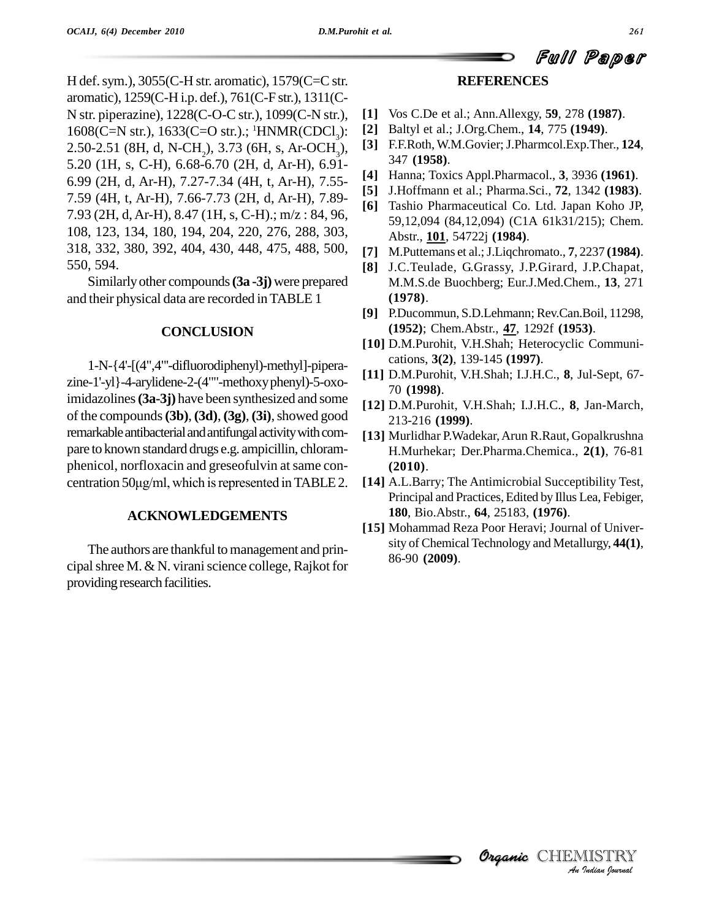H def. sym.), 3055(C-H str. aromatic), 1579(C=C str. aromatic), 1259(C-H i.p. def.), 761(C-F str.), 1311(C-N str. piperazine), 1228(C-O-C str.), 1099(C-N str.), 1608(C=N str.), 1633(C=O str.).; $^1$HNMR($CDCl_3$): 2.50-2.51 (8H, d, N-$CH_2$), 3.73 (6H, s, Ar-$OCH_3$), 5.20 (1H, s, C-H), 6.68-6.70 (2H, d, Ar-H), 6.91-6.99 (2H, d, Ar-H), 7.27-7.34 (4H, t, Ar-H), 7.55-7.59 (4H, t, Ar-H), 7.66-7.73 (2H, d, Ar-H), 7.89-7.93 (2H, d, Ar-H), 8.47 (1H, s, C-H).; m/z : 84, 96, 108, 123, 134, 180, 194, 204, 220, 276, 288, 303, 318, 332, 380, 392, 404, 430, 448, 475, 488, 500, 550, 594.

Similarly other compounds **(3a -3j)** were prepared and their physical data are recorded in TABLE 1

## CONCLUSION

1-N-{4'-[(4'',4'''-difluorodiphenyl)-methyl]-piperazine-1'-yl}-4-arylidene-2-(4''''-methoxy phenyl)-5-oxo-imidazolines **(3a-3j)** have been synthesized and some of the compounds **(3b)**, **(3d)**, **(3g)**, **(3i)**, showed good remarkable antibacterial and antifungal activity with compare to known standard drugs e.g. ampicillin, chloramphenicol, norfloxacin and greseofulvin at same concentration 50μg/ml, which is represented in TABLE 2.

## ACKNOWLEDGEMENTS

The authors are thankful to management and principal shree M. & N. virani science college, Rajkot for providing research facilities.

## REFERENCES

**[1]** Vos C.De et al.; Ann.Allexgy, **59**, 278 **(1987)**.

**[2]** Baltyl et al.; J.Org.Chem., **14**, 775 **(1949)**.

**[3]** F.F.Roth, W.M.Govier; J.Pharmcol.Exp.Ther., **124**, 347 **(1958)**.

**[4]** Hanna; Toxics Appl.Pharmacol., **3**, 3936 **(1961)**.

**[5]** J.Hoffmann et al.; Pharma.Sci., **72**, 1342 **(1983)**.

**[6]** Tashio Pharmaceutical Co. Ltd. Japan Koho JP, 59,12,094 (84,12,094) (C1A 61k31/215); Chem. Abstr., **101**, 54722j **(1984)**.

**[7]** M.Puttemans et al.; J.Liqchromato., **7**, 2237 **(1984)**.

**[8]** J.C.Teulade, G.Grassy, J.P.Girard, J.P.Chapat, M.M.S.de Buochberg; Eur.J.Med.Chem., **13**, 271 **(1978)**.

**[9]** P.Ducommun, S.D.Lehmann; Rev.Can.Boil, 11298, **(1952)**; Chem.Abstr., **47**, 1292f **(1953)**.

**[10]** D.M.Purohit, V.H.Shah; Heterocyclic Communications, **3(2)**, 139-145 **(1997)**.

**[11]** D.M.Purohit, V.H.Shah; I.J.H.C., **8**, Jul-Sept, 67-70 **(1998)**.

**[12]** D.M.Purohit, V.H.Shah; I.J.H.C., **8**, Jan-March, 213-216 **(1999)**.

**[13]** Murlidhar P.Wadekar, Arun R.Raut, Gopalkrushna H.Murhekar; Der.Pharma.Chemica., **2(1)**, 76-81 **(2010)**.

**[14]** A.L.Barry; The Antimicrobial Succeptibility Test, Principal and Practices, Edited by Illus Lea, Febiger, **180**, Bio.Abstr., **64**, 25183, **(1976)**.

**[15]** Mohammad Reza Poor Heravi; Journal of University of Chemical Technology and Metallurgy, **44(1)**, 86-90 **(2009)**.